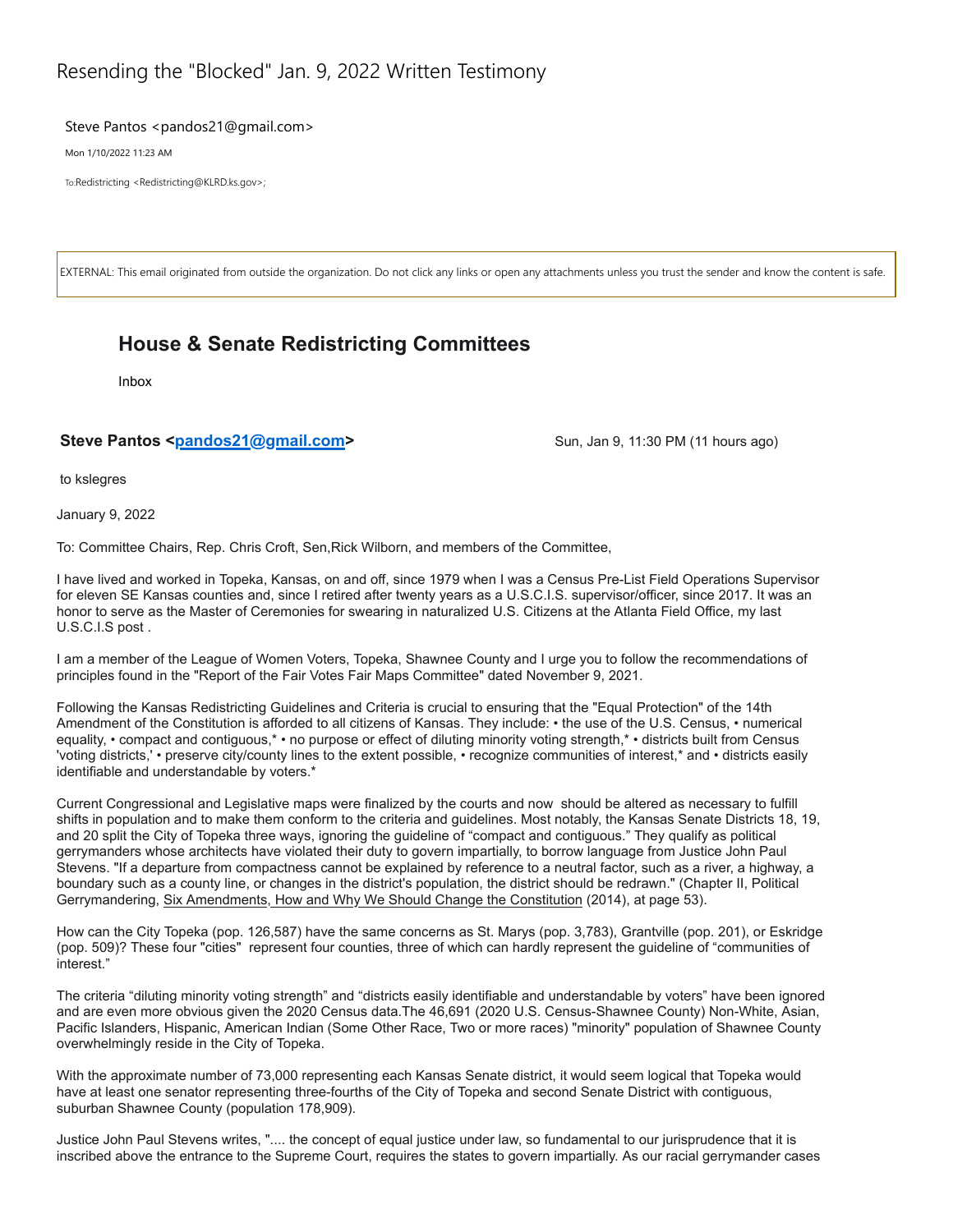# Resending the "Blocked" Jan. 9, 2022 Written Testimony

Steve Pantos <pandos21@gmail.com>

Mon 1/10/2022 11:23 AM

To: Redistricting <Redistricting@KLRD.ks.gov>;

EXTERNAL: This email originated from outside the organization. Do not click any links or open any attachments unless you trust the sender and know the content is safe.

## House & Senate Redistricting Committees

Inbox

**Steve Pantos <pandos21@gmail.com>** Sun, Jan 9, 11:30 PM (11 hours ago)

to kslegres

January 9, 2022

To: Committee Chairs, Rep. Chris Croft, Sen,Rick Wilborn, and members of the Committee,

I have lived and worked in Topeka, Kansas, on and off, since 1979 when I was a Census Pre-List Field Operations Supervisor for eleven SE Kansas counties and, since I retired after twenty years as a U.S.C.I.S. supervisor/officer, since 2017. It was an honor to serve as the Master of Ceremonies for swearing in naturalized U.S. Citizens at the Atlanta Field Office, my last U.S.C.I.S post .

I am a member of the League of Women Voters, Topeka, Shawnee County and I urge you to follow the recommendations of principles found in the "Report of the Fair Votes Fair Maps Committee" dated November 9, 2021.

Following the Kansas Redistricting Guidelines and Criteria is crucial to ensuring that the "Equal Protection" of the 14th Amendment of the Constitution is afforded to all citizens of Kansas. They include: • the use of the U.S. Census, • numerical equality, • compact and contiguous,* • no purpose or effect of diluting minority voting strength,* • districts built from Census 'voting districts,' • preserve city/county lines to the extent possible, • recognize communities of interest,* and • districts easily identifiable and understandable by voters.*

Current Congressional and Legislative maps were finalized by the courts and now should be altered as necessary to fulfill shifts in population and to make them conform to the criteria and guidelines. Most notably, the Kansas Senate Districts 18, 19, and 20 split the City of Topeka three ways, ignoring the guideline of "compact and contiguous." They qualify as political gerrymanders whose architects have violated their duty to govern impartially, to borrow language from Justice John Paul Stevens. "If a departure from compactness cannot be explained by reference to a neutral factor, such as a river, a highway, a boundary such as a county line, or changes in the district's population, the district should be redrawn." (Chapter II, Political Gerrymandering, Six Amendments, How and Why We Should Change the Constitution (2014), at page 53).

How can the City Topeka (pop. 126,587) have the same concerns as St. Marys (pop. 3,783), Grantville (pop. 201), or Eskridge (pop. 509)? These four "cities" represent four counties, three of which can hardly represent the guideline of "communities of interest."

The criteria "diluting minority voting strength" and "districts easily identifiable and understandable by voters" have been ignored and are even more obvious given the 2020 Census data.The 46,691 (2020 U.S. Census-Shawnee County) Non-White, Asian, Pacific Islanders, Hispanic, American Indian (Some Other Race, Two or more races) "minority" population of Shawnee County overwhelmingly reside in the City of Topeka.

With the approximate number of 73,000 representing each Kansas Senate district, it would seem logical that Topeka would have at least one senator representing three-fourths of the City of Topeka and second Senate District with contiguous, suburban Shawnee County (population 178,909).

Justice John Paul Stevens writes, ".... the concept of equal justice under law, so fundamental to our jurisprudence that it is inscribed above the entrance to the Supreme Court, requires the states to govern impartially. As our racial gerrymander cases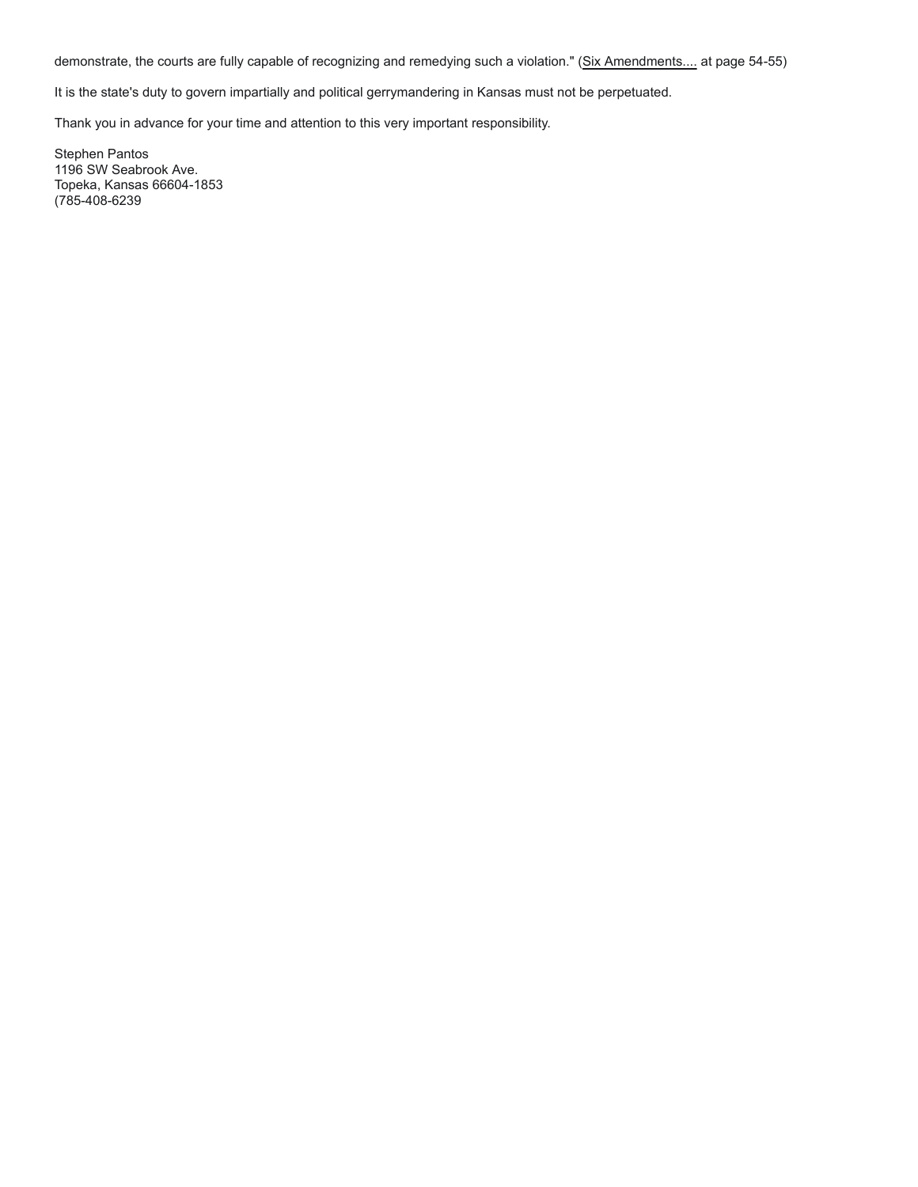demonstrate, the courts are fully capable of recognizing and remedying such a violation." (Six Amendments.... at page 54-55)

It is the state's duty to govern impartially and political gerrymandering in Kansas must not be perpetuated.

Thank you in advance for your time and attention to this very important responsibility.

Stephen Pantos  
1196 SW Seabrook Ave.  
Topeka, Kansas 66604-1853  
(785-408-6239